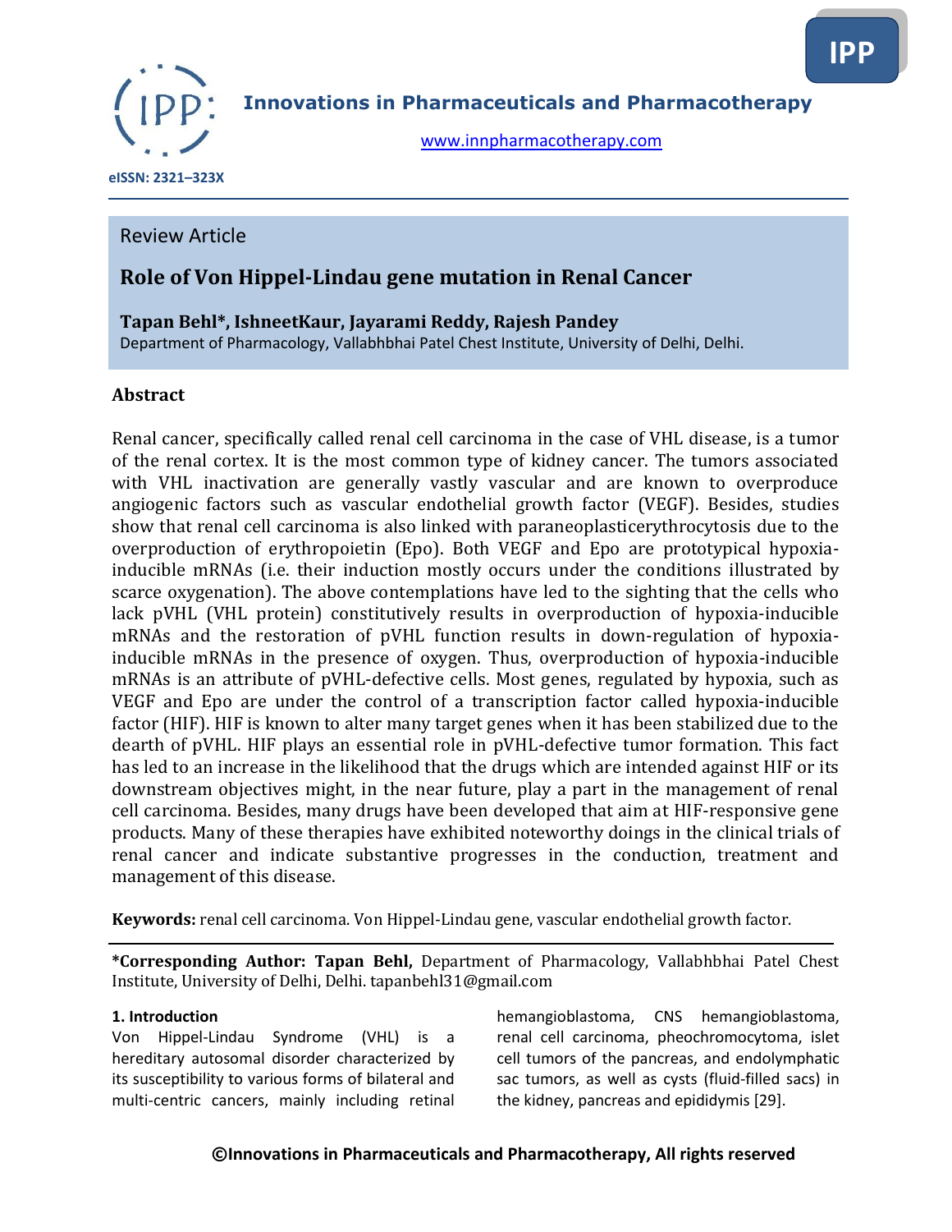# Innovations in Pharmaceuticals and Pharmacotherapy

www.innpharmacotherapy.com

eISSN: 2321–323X

Review Article

## Role of Von Hippel-Lindau gene mutation in Renal Cancer

**Tapan Behl*, IshneetKaur, Jayarami Reddy, Rajesh Pandey**

Department of Pharmacology, Vallabhbhai Patel Chest Institute, University of Delhi, Delhi.

### Abstract

Renal cancer, specifically called renal cell carcinoma in the case of VHL disease, is a tumor of the renal cortex. It is the most common type of kidney cancer. The tumors associated with VHL inactivation are generally vastly vascular and are known to overproduce angiogenic factors such as vascular endothelial growth factor (VEGF). Besides, studies show that renal cell carcinoma is also linked with paraneoplasticerythrocytosis due to the overproduction of erythropoietin (Epo). Both VEGF and Epo are prototypical hypoxia-inducible mRNAs (i.e. their induction mostly occurs under the conditions illustrated by scarce oxygenation). The above contemplations have led to the sighting that the cells who lack pVHL (VHL protein) constitutively results in overproduction of hypoxia-inducible mRNAs and the restoration of pVHL function results in down-regulation of hypoxia-inducible mRNAs in the presence of oxygen. Thus, overproduction of hypoxia-inducible mRNAs is an attribute of pVHL-defective cells. Most genes, regulated by hypoxia, such as VEGF and Epo are under the control of a transcription factor called hypoxia-inducible factor (HIF). HIF is known to alter many target genes when it has been stabilized due to the dearth of pVHL. HIF plays an essential role in pVHL-defective tumor formation. This fact has led to an increase in the likelihood that the drugs which are intended against HIF or its downstream objectives might, in the near future, play a part in the management of renal cell carcinoma. Besides, many drugs have been developed that aim at HIF-responsive gene products. Many of these therapies have exhibited noteworthy doings in the clinical trials of renal cancer and indicate substantive progresses in the conduction, treatment and management of this disease.

**Keywords:** renal cell carcinoma. Von Hippel-Lindau gene, vascular endothelial growth factor.

**\*Corresponding Author: Tapan Behl,** Department of Pharmacology, Vallabhbhai Patel Chest Institute, University of Delhi, Delhi. tapanbehl31@gmail.com

### 1. Introduction

Von Hippel-Lindau Syndrome (VHL) is a hereditary autosomal disorder characterized by its susceptibility to various forms of bilateral and multi-centric cancers, mainly including retinal hemangioblastoma, CNS hemangioblastoma, renal cell carcinoma, pheochromocytoma, islet cell tumors of the pancreas, and endolymphatic sac tumors, as well as cysts (fluid-filled sacs) in the kidney, pancreas and epididymis [29].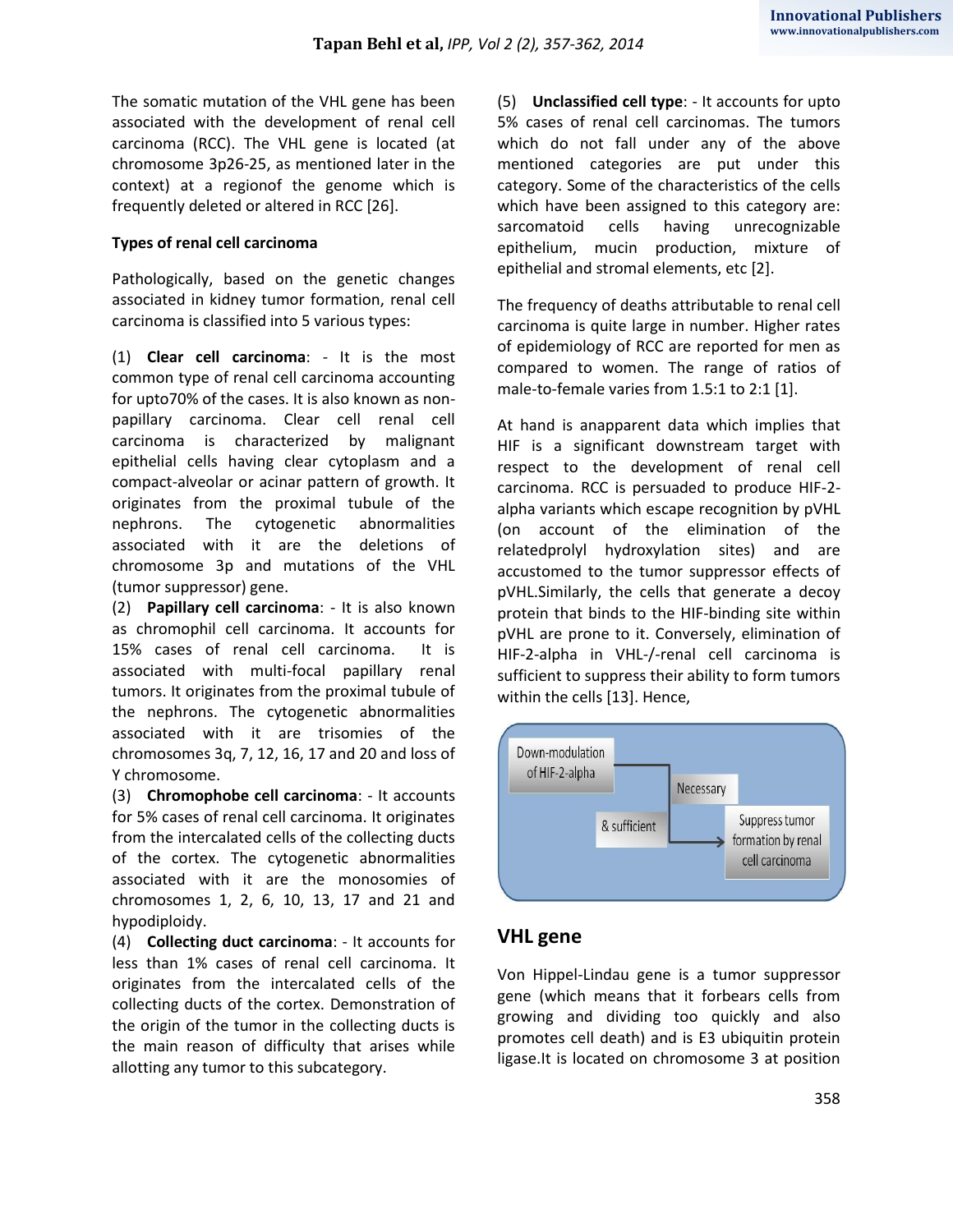The somatic mutation of the VHL gene has been associated with the development of renal cell carcinoma (RCC). The VHL gene is located (at chromosome 3p26-25, as mentioned later in the context) at a regionof the genome which is frequently deleted or altered in RCC [26].

**Types of renal cell carcinoma**

Pathologically, based on the genetic changes associated in kidney tumor formation, renal cell carcinoma is classified into 5 various types:

(1) **Clear cell carcinoma**: - It is the most common type of renal cell carcinoma accounting for upto70% of the cases. It is also known as non-papillary carcinoma. Clear cell renal cell carcinoma is characterized by malignant epithelial cells having clear cytoplasm and a compact-alveolar or acinar pattern of growth. It originates from the proximal tubule of the nephrons. The cytogenetic abnormalities associated with it are the deletions of chromosome 3p and mutations of the VHL (tumor suppressor) gene.

(2) **Papillary cell carcinoma**: - It is also known as chromophil cell carcinoma. It accounts for 15% cases of renal cell carcinoma. It is associated with multi-focal papillary renal tumors. It originates from the proximal tubule of the nephrons. The cytogenetic abnormalities associated with it are trisomies of the chromosomes 3q, 7, 12, 16, 17 and 20 and loss of Y chromosome.

(3) **Chromophobe cell carcinoma**: - It accounts for 5% cases of renal cell carcinoma. It originates from the intercalated cells of the collecting ducts of the cortex. The cytogenetic abnormalities associated with it are the monosomies of chromosomes 1, 2, 6, 10, 13, 17 and 21 and hypodiploidy.

(4) **Collecting duct carcinoma**: - It accounts for less than 1% cases of renal cell carcinoma. It originates from the intercalated cells of the collecting ducts of the cortex. Demonstration of the origin of the tumor in the collecting ducts is the main reason of difficulty that arises while allotting any tumor to this subcategory.

(5) **Unclassified cell type**: - It accounts for upto 5% cases of renal cell carcinomas. The tumors which do not fall under any of the above mentioned categories are put under this category. Some of the characteristics of the cells which have been assigned to this category are: sarcomatoid cells having unrecognizable epithelium, mucin production, mixture of epithelial and stromal elements, etc [2].

The frequency of deaths attributable to renal cell carcinoma is quite large in number. Higher rates of epidemiology of RCC are reported for men as compared to women. The range of ratios of male-to-female varies from 1.5:1 to 2:1 [1].

At hand is anapparent data which implies that HIF is a significant downstream target with respect to the development of renal cell carcinoma. RCC is persuaded to produce HIF-2-alpha variants which escape recognition by pVHL (on account of the elimination of the relatedprolyl hydroxylation sites) and are accustomed to the tumor suppressor effects of pVHL.Similarly, the cells that generate a decoy protein that binds to the HIF-binding site within pVHL are prone to it. Conversely, elimination of HIF-2-alpha in VHL-/-renal cell carcinoma is sufficient to suppress their ability to form tumors within the cells [13]. Hence,

Down-modulation of HIF-2-alpha → Necessary & sufficient → Suppress tumor formation by renal cell carcinoma

## VHL gene

Von Hippel-Lindau gene is a tumor suppressor gene (which means that it forbears cells from growing and dividing too quickly and also promotes cell death) and is E3 ubiquitin protein ligase.It is located on chromosome 3 at position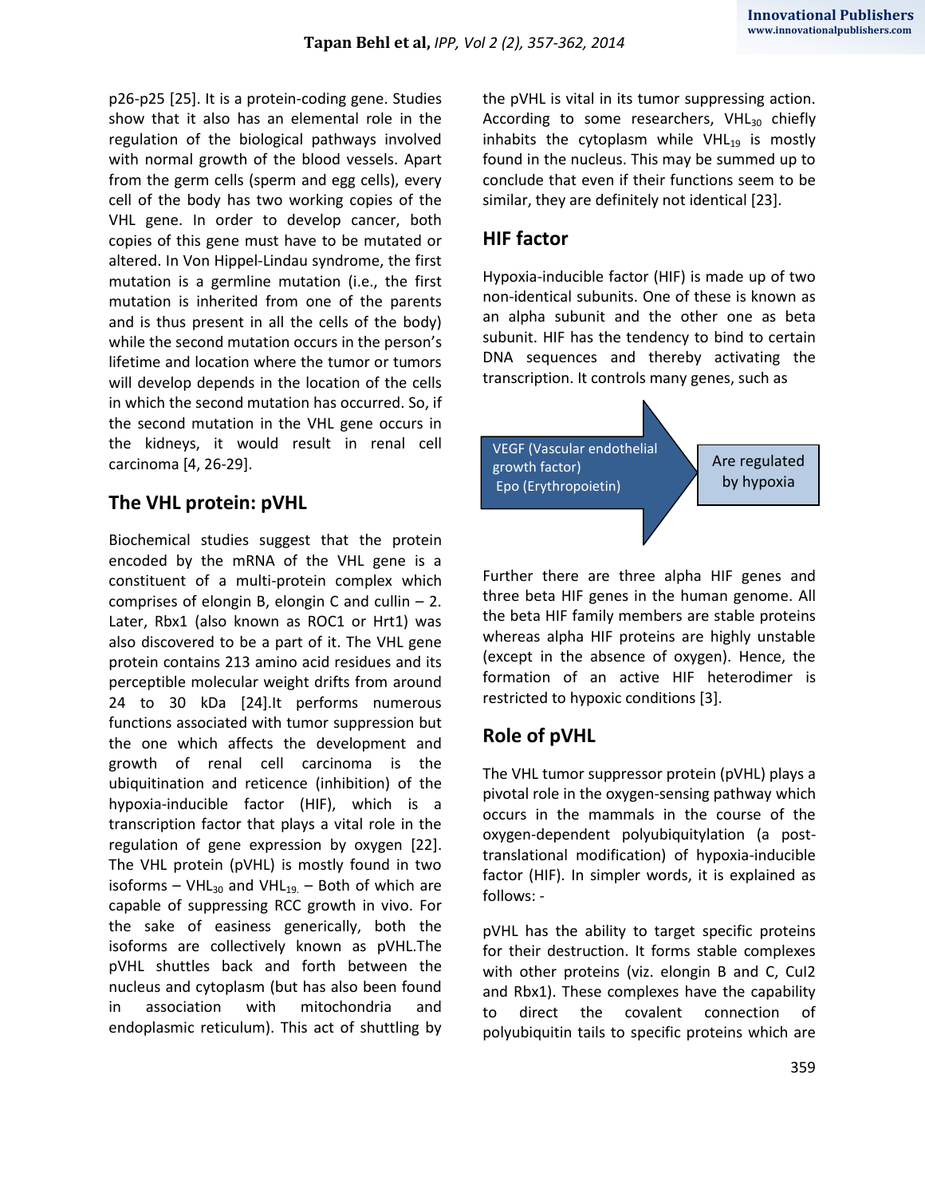p26-p25 [25]. It is a protein-coding gene. Studies show that it also has an elemental role in the regulation of the biological pathways involved with normal growth of the blood vessels. Apart from the germ cells (sperm and egg cells), every cell of the body has two working copies of the VHL gene. In order to develop cancer, both copies of this gene must have to be mutated or altered. In Von Hippel-Lindau syndrome, the first mutation is a germline mutation (i.e., the first mutation is inherited from one of the parents and is thus present in all the cells of the body) while the second mutation occurs in the person's lifetime and location where the tumor or tumors will develop depends in the location of the cells in which the second mutation has occurred. So, if the second mutation in the VHL gene occurs in the kidneys, it would result in renal cell carcinoma [4, 26-29].

## The VHL protein: pVHL

Biochemical studies suggest that the protein encoded by the mRNA of the VHL gene is a constituent of a multi-protein complex which comprises of elongin B, elongin C and cullin – 2. Later, Rbx1 (also known as ROC1 or Hrt1) was also discovered to be a part of it. The VHL gene protein contains 213 amino acid residues and its perceptible molecular weight drifts from around 24 to 30 kDa [24].It performs numerous functions associated with tumor suppression but the one which affects the development and growth of renal cell carcinoma is the ubiquitination and reticence (inhibition) of the hypoxia-inducible factor (HIF), which is a transcription factor that plays a vital role in the regulation of gene expression by oxygen [22]. The VHL protein (pVHL) is mostly found in two isoforms – $VHL_{30}$ and $VHL_{19.}$ – Both of which are capable of suppressing RCC growth in vivo. For the sake of easiness generically, both the isoforms are collectively known as pVHL.The pVHL shuttles back and forth between the nucleus and cytoplasm (but has also been found in association with mitochondria and endoplasmic reticulum). This act of shuttling by the pVHL is vital in its tumor suppressing action. According to some researchers, $VHL_{30}$ chiefly inhabits the cytoplasm while $VHL_{19}$ is mostly found in the nucleus. This may be summed up to conclude that even if their functions seem to be similar, they are definitely not identical [23].

## HIF factor

Hypoxia-inducible factor (HIF) is made up of two non-identical subunits. One of these is known as an alpha subunit and the other one as beta subunit. HIF has the tendency to bind to certain DNA sequences and thereby activating the transcription. It controls many genes, such as

VEGF (Vascular endothelial growth factor)
Epo (Erythropoietin)
→ Are regulated by hypoxia

Further there are three alpha HIF genes and three beta HIF genes in the human genome. All the beta HIF family members are stable proteins whereas alpha HIF proteins are highly unstable (except in the absence of oxygen). Hence, the formation of an active HIF heterodimer is restricted to hypoxic conditions [3].

## Role of pVHL

The VHL tumor suppressor protein (pVHL) plays a pivotal role in the oxygen-sensing pathway which occurs in the mammals in the course of the oxygen-dependent polyubiquitylation (a post-translational modification) of hypoxia-inducible factor (HIF). In simpler words, it is explained as follows: -

pVHL has the ability to target specific proteins for their destruction. It forms stable complexes with other proteins (viz. elongin B and C, Cul2 and Rbx1). These complexes have the capability to direct the covalent connection of polyubiquitin tails to specific proteins which are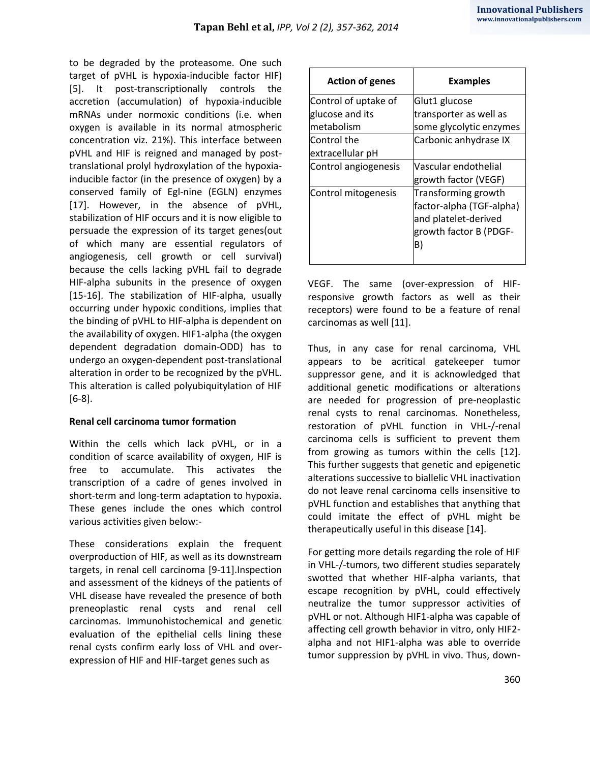to be degraded by the proteasome. One such target of pVHL is hypoxia-inducible factor HIF) [5]. It post-transcriptionally controls the accretion (accumulation) of hypoxia-inducible mRNAs under normoxic conditions (i.e. when oxygen is available in its normal atmospheric concentration viz. 21%). This interface between pVHL and HIF is reigned and managed by post-translational prolyl hydroxylation of the hypoxia-inducible factor (in the presence of oxygen) by a conserved family of Egl-nine (EGLN) enzymes [17]. However, in the absence of pVHL, stabilization of HIF occurs and it is now eligible to persuade the expression of its target genes(out of which many are essential regulators of angiogenesis, cell growth or cell survival) because the cells lacking pVHL fail to degrade HIF-alpha subunits in the presence of oxygen [15-16]. The stabilization of HIF-alpha, usually occurring under hypoxic conditions, implies that the binding of pVHL to HIF-alpha is dependent on the availability of oxygen. HIF1-alpha (the oxygen dependent degradation domain-ODD) has to undergo an oxygen-dependent post-translational alteration in order to be recognized by the pVHL. This alteration is called polyubiquitylation of HIF [6-8].

**Renal cell carcinoma tumor formation**

Within the cells which lack pVHL, or in a condition of scarce availability of oxygen, HIF is free to accumulate. This activates the transcription of a cadre of genes involved in short-term and long-term adaptation to hypoxia. These genes include the ones which control various activities given below:-

| Action of genes | Examples |
|---|---|
| Control of uptake of glucose and its metabolism | Glut1 glucose transporter as well as some glycolytic enzymes |
| Control the extracellular pH | Carbonic anhydrase IX |
| Control angiogenesis | Vascular endothelial growth factor (VEGF) |
| Control mitogenesis | Transforming growth factor-alpha (TGF-alpha) and platelet-derived growth factor B (PDGF-B) |

These considerations explain the frequent overproduction of HIF, as well as its downstream targets, in renal cell carcinoma [9-11].Inspection and assessment of the kidneys of the patients of VHL disease have revealed the presence of both preneoplastic renal cysts and renal cell carcinomas. Immunohistochemical and genetic evaluation of the epithelial cells lining these renal cysts confirm early loss of VHL and over-expression of HIF and HIF-target genes such as VEGF. The same (over-expression of HIF-responsive growth factors as well as their receptors) were found to be a feature of renal carcinomas as well [11].

Thus, in any case for renal carcinoma, VHL appears to be acritical gatekeeper tumor suppressor gene, and it is acknowledged that additional genetic modifications or alterations are needed for progression of pre-neoplastic renal cysts to renal carcinomas. Nonetheless, restoration of pVHL function in VHL-/-renal carcinoma cells is sufficient to prevent them from growing as tumors within the cells [12]. This further suggests that genetic and epigenetic alterations successive to biallelic VHL inactivation do not leave renal carcinoma cells insensitive to pVHL function and establishes that anything that could imitate the effect of pVHL might be therapeutically useful in this disease [14].

For getting more details regarding the role of HIF in VHL-/-tumors, two different studies separately swotted that whether HIF-alpha variants, that escape recognition by pVHL, could effectively neutralize the tumor suppressor activities of pVHL or not. Although HIF1-alpha was capable of affecting cell growth behavior in vitro, only HIF2-alpha and not HIF1-alpha was able to override tumor suppression by pVHL in vivo. Thus, down-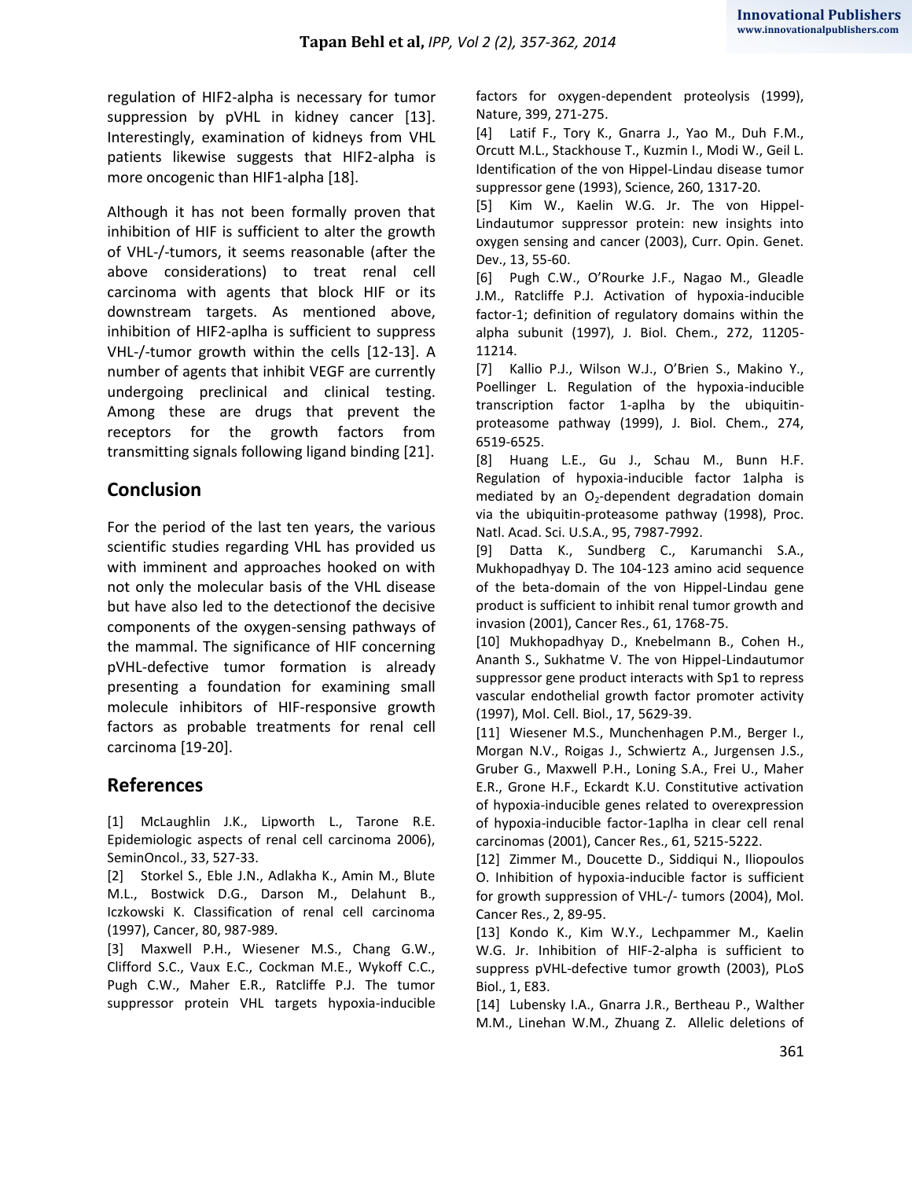regulation of HIF2-alpha is necessary for tumor suppression by pVHL in kidney cancer [13]. Interestingly, examination of kidneys from VHL patients likewise suggests that HIF2-alpha is more oncogenic than HIF1-alpha [18].

Although it has not been formally proven that inhibition of HIF is sufficient to alter the growth of VHL-/-tumors, it seems reasonable (after the above considerations) to treat renal cell carcinoma with agents that block HIF or its downstream targets. As mentioned above, inhibition of HIF2-aplha is sufficient to suppress VHL-/-tumor growth within the cells [12-13]. A number of agents that inhibit VEGF are currently undergoing preclinical and clinical testing. Among these are drugs that prevent the receptors for the growth factors from transmitting signals following ligand binding [21].

## Conclusion

For the period of the last ten years, the various scientific studies regarding VHL has provided us with imminent and approaches hooked on with not only the molecular basis of the VHL disease but have also led to the detectionof the decisive components of the oxygen-sensing pathways of the mammal. The significance of HIF concerning pVHL-defective tumor formation is already presenting a foundation for examining small molecule inhibitors of HIF-responsive growth factors as probable treatments for renal cell carcinoma [19-20].

## References

[1] McLaughlin J.K., Lipworth L., Tarone R.E. Epidemiologic aspects of renal cell carcinoma 2006), SeminOncol., 33, 527-33.

[2] Storkel S., Eble J.N., Adlakha K., Amin M., Blute M.L., Bostwick D.G., Darson M., Delahunt B., Iczkowski K. Classification of renal cell carcinoma (1997), Cancer, 80, 987-989.

[3] Maxwell P.H., Wiesener M.S., Chang G.W., Clifford S.C., Vaux E.C., Cockman M.E., Wykoff C.C., Pugh C.W., Maher E.R., Ratcliffe P.J. The tumor suppressor protein VHL targets hypoxia-inducible factors for oxygen-dependent proteolysis (1999), Nature, 399, 271-275.

[4] Latif F., Tory K., Gnarra J., Yao M., Duh F.M., Orcutt M.L., Stackhouse T., Kuzmin I., Modi W., Geil L. Identification of the von Hippel-Lindau disease tumor suppressor gene (1993), Science, 260, 1317-20.

[5] Kim W., Kaelin W.G. Jr. The von Hippel-Lindautumor suppressor protein: new insights into oxygen sensing and cancer (2003), Curr. Opin. Genet. Dev., 13, 55-60.

[6] Pugh C.W., O'Rourke J.F., Nagao M., Gleadle J.M., Ratcliffe P.J. Activation of hypoxia-inducible factor-1; definition of regulatory domains within the alpha subunit (1997), J. Biol. Chem., 272, 11205-11214.

[7] Kallio P.J., Wilson W.J., O'Brien S., Makino Y., Poellinger L. Regulation of the hypoxia-inducible transcription factor 1-aplha by the ubiquitin-proteasome pathway (1999), J. Biol. Chem., 274, 6519-6525.

[8] Huang L.E., Gu J., Schau M., Bunn H.F. Regulation of hypoxia-inducible factor 1alpha is mediated by an $O_2$-dependent degradation domain via the ubiquitin-proteasome pathway (1998), Proc. Natl. Acad. Sci. U.S.A., 95, 7987-7992.

[9] Datta K., Sundberg C., Karumanchi S.A., Mukhopadhyay D. The 104-123 amino acid sequence of the beta-domain of the von Hippel-Lindau gene product is sufficient to inhibit renal tumor growth and invasion (2001), Cancer Res., 61, 1768-75.

[10] Mukhopadhyay D., Knebelmann B., Cohen H., Ananth S., Sukhatme V. The von Hippel-Lindautumor suppressor gene product interacts with Sp1 to repress vascular endothelial growth factor promoter activity (1997), Mol. Cell. Biol., 17, 5629-39.

[11] Wiesener M.S., Munchenhagen P.M., Berger I., Morgan N.V., Roigas J., Schwiertz A., Jurgensen J.S., Gruber G., Maxwell P.H., Loning S.A., Frei U., Maher E.R., Grone H.F., Eckardt K.U. Constitutive activation of hypoxia-inducible genes related to overexpression of hypoxia-inducible factor-1aplha in clear cell renal carcinomas (2001), Cancer Res., 61, 5215-5222.

[12] Zimmer M., Doucette D., Siddiqui N., Iliopoulos O. Inhibition of hypoxia-inducible factor is sufficient for growth suppression of VHL-/- tumors (2004), Mol. Cancer Res., 2, 89-95.

[13] Kondo K., Kim W.Y., Lechpammer M., Kaelin W.G. Jr. Inhibition of HIF-2-alpha is sufficient to suppress pVHL-defective tumor growth (2003), PLoS Biol., 1, E83.

[14] Lubensky I.A., Gnarra J.R., Bertheau P., Walther M.M., Linehan W.M., Zhuang Z. Allelic deletions of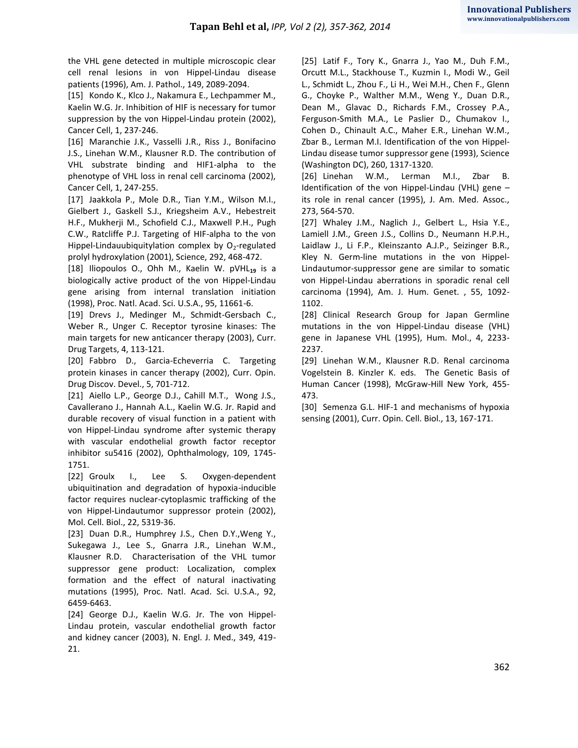the VHL gene detected in multiple microscopic clear cell renal lesions in von Hippel-Lindau disease patients (1996), Am. J. Pathol., 149, 2089-2094.

[15] Kondo K., Klco J., Nakamura E., Lechpammer M., Kaelin W.G. Jr. Inhibition of HIF is necessary for tumor suppression by the von Hippel-Lindau protein (2002), Cancer Cell, 1, 237-246.

[16] Maranchie J.K., Vasselli J.R., Riss J., Bonifacino J.S., Linehan W.M., Klausner R.D. The contribution of VHL substrate binding and HIF1-alpha to the phenotype of VHL loss in renal cell carcinoma (2002), Cancer Cell, 1, 247-255.

[17] Jaakkola P., Mole D.R., Tian Y.M., Wilson M.I., Gielbert J., Gaskell S.J., Kriegsheim A.V., Hebestreit H.F., Mukherji M., Schofield C.J., Maxwell P.H., Pugh C.W., Ratcliffe P.J. Targeting of HIF-alpha to the von Hippel-Lindauubiquitylation complex by $O_2$-regulated prolyl hydroxylation (2001), Science, 292, 468-472.

[18] Iliopoulos O., Ohh M., Kaelin W. pVHL$_{19}$ is a biologically active product of the von Hippel-Lindau gene arising from internal translation initiation (1998), Proc. Natl. Acad. Sci. U.S.A., 95, 11661-6.

[19] Drevs J., Medinger M., Schmidt-Gersbach C., Weber R., Unger C. Receptor tyrosine kinases: The main targets for new anticancer therapy (2003), Curr. Drug Targets, 4, 113-121.

[20] Fabbro D., Garcia-Echeverria C. Targeting protein kinases in cancer therapy (2002), Curr. Opin. Drug Discov. Devel., 5, 701-712.

[21] Aiello L.P., George D.J., Cahill M.T., Wong J.S., Cavallerano J., Hannah A.L., Kaelin W.G. Jr. Rapid and durable recovery of visual function in a patient with von Hippel-Lindau syndrome after systemic therapy with vascular endothelial growth factor receptor inhibitor su5416 (2002), Ophthalmology, 109, 1745-1751.

[22] Groulx I., Lee S. Oxygen-dependent ubiquitination and degradation of hypoxia-inducible factor requires nuclear-cytoplasmic trafficking of the von Hippel-Lindautumor suppressor protein (2002), Mol. Cell. Biol., 22, 5319-36.

[23] Duan D.R., Humphrey J.S., Chen D.Y.,Weng Y., Sukegawa J., Lee S., Gnarra J.R., Linehan W.M., Klausner R.D. Characterisation of the VHL tumor suppressor gene product: Localization, complex formation and the effect of natural inactivating mutations (1995), Proc. Natl. Acad. Sci. U.S.A., 92, 6459-6463.

[24] George D.J., Kaelin W.G. Jr. The von Hippel-Lindau protein, vascular endothelial growth factor and kidney cancer (2003), N. Engl. J. Med., 349, 419-21.

[25] Latif F., Tory K., Gnarra J., Yao M., Duh F.M., Orcutt M.L., Stackhouse T., Kuzmin I., Modi W., Geil L., Schmidt L., Zhou F., Li H., Wei M.H., Chen F., Glenn G., Choyke P., Walther M.M., Weng Y., Duan D.R., Dean M., Glavac D., Richards F.M., Crossey P.A., Ferguson-Smith M.A., Le Paslier D., Chumakov I., Cohen D., Chinault A.C., Maher E.R., Linehan W.M., Zbar B., Lerman M.I. Identification of the von Hippel-Lindau disease tumor suppressor gene (1993), Science (Washington DC), 260, 1317-1320.

[26] Linehan W.M., Lerman M.I., Zbar B. Identification of the von Hippel-Lindau (VHL) gene – its role in renal cancer (1995), J. Am. Med. Assoc., 273, 564-570.

[27] Whaley J.M., Naglich J., Gelbert L., Hsia Y.E., Lamiell J.M., Green J.S., Collins D., Neumann H.P.H., Laidlaw J., Li F.P., Kleinszanto A.J.P., Seizinger B.R., Kley N. Germ-line mutations in the von Hippel-Lindautumor-suppressor gene are similar to somatic von Hippel-Lindau aberrations in sporadic renal cell carcinoma (1994), Am. J. Hum. Genet. , 55, 1092-1102.

[28] Clinical Research Group for Japan Germline mutations in the von Hippel-Lindau disease (VHL) gene in Japanese VHL (1995), Hum. Mol., 4, 2233-2237.

[29] Linehan W.M., Klausner R.D. Renal carcinoma Vogelstein B. Kinzler K. eds. The Genetic Basis of Human Cancer (1998), McGraw-Hill New York, 455-473.

[30] Semenza G.L. HIF-1 and mechanisms of hypoxia sensing (2001), Curr. Opin. Cell. Biol., 13, 167-171.